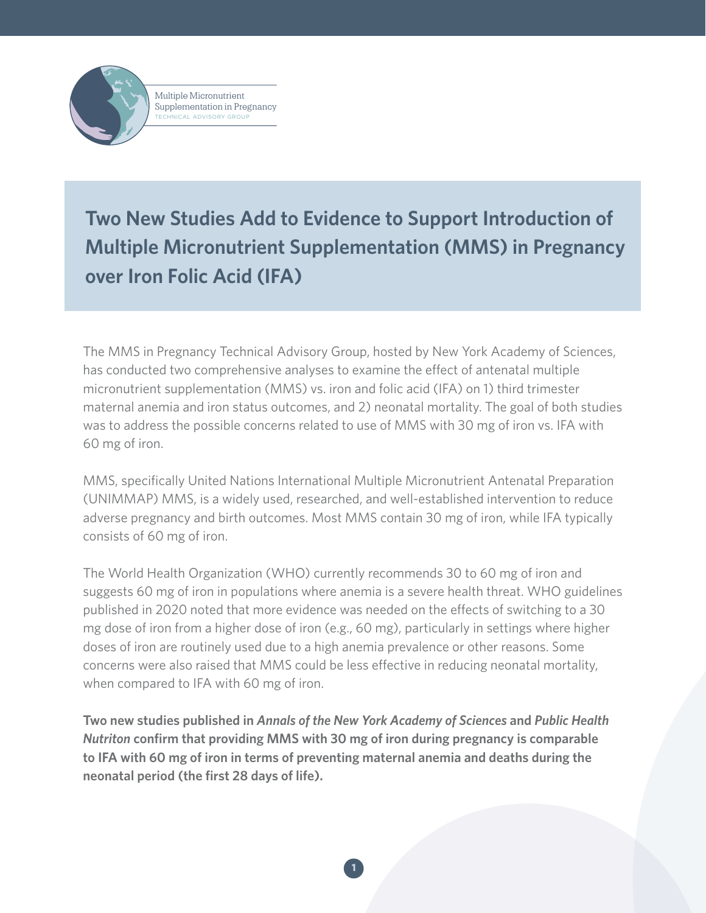Multiple Micronutrient Supplementation in Pregnancy
TECHNICAL ADVISORY GROUP

# Two New Studies Add to Evidence to Support Introduction of Multiple Micronutrient Supplementation (MMS) in Pregnancy over Iron Folic Acid (IFA)

The MMS in Pregnancy Technical Advisory Group, hosted by New York Academy of Sciences, has conducted two comprehensive analyses to examine the effect of antenatal multiple micronutrient supplementation (MMS) vs. iron and folic acid (IFA) on 1) third trimester maternal anemia and iron status outcomes, and 2) neonatal mortality. The goal of both studies was to address the possible concerns related to use of MMS with 30 mg of iron vs. IFA with 60 mg of iron.

MMS, specifically United Nations International Multiple Micronutrient Antenatal Preparation (UNIMMAP) MMS, is a widely used, researched, and well-established intervention to reduce adverse pregnancy and birth outcomes. Most MMS contain 30 mg of iron, while IFA typically consists of 60 mg of iron.

The World Health Organization (WHO) currently recommends 30 to 60 mg of iron and suggests 60 mg of iron in populations where anemia is a severe health threat. WHO guidelines published in 2020 noted that more evidence was needed on the effects of switching to a 30 mg dose of iron from a higher dose of iron (e.g., 60 mg), particularly in settings where higher doses of iron are routinely used due to a high anemia prevalence or other reasons. Some concerns were also raised that MMS could be less effective in reducing neonatal mortality, when compared to IFA with 60 mg of iron.

**Two new studies published in *Annals of the New York Academy of Sciences* and *Public Health Nutriton* confirm that providing MMS with 30 mg of iron during pregnancy is comparable to IFA with 60 mg of iron in terms of preventing maternal anemia and deaths during the neonatal period (the first 28 days of life).**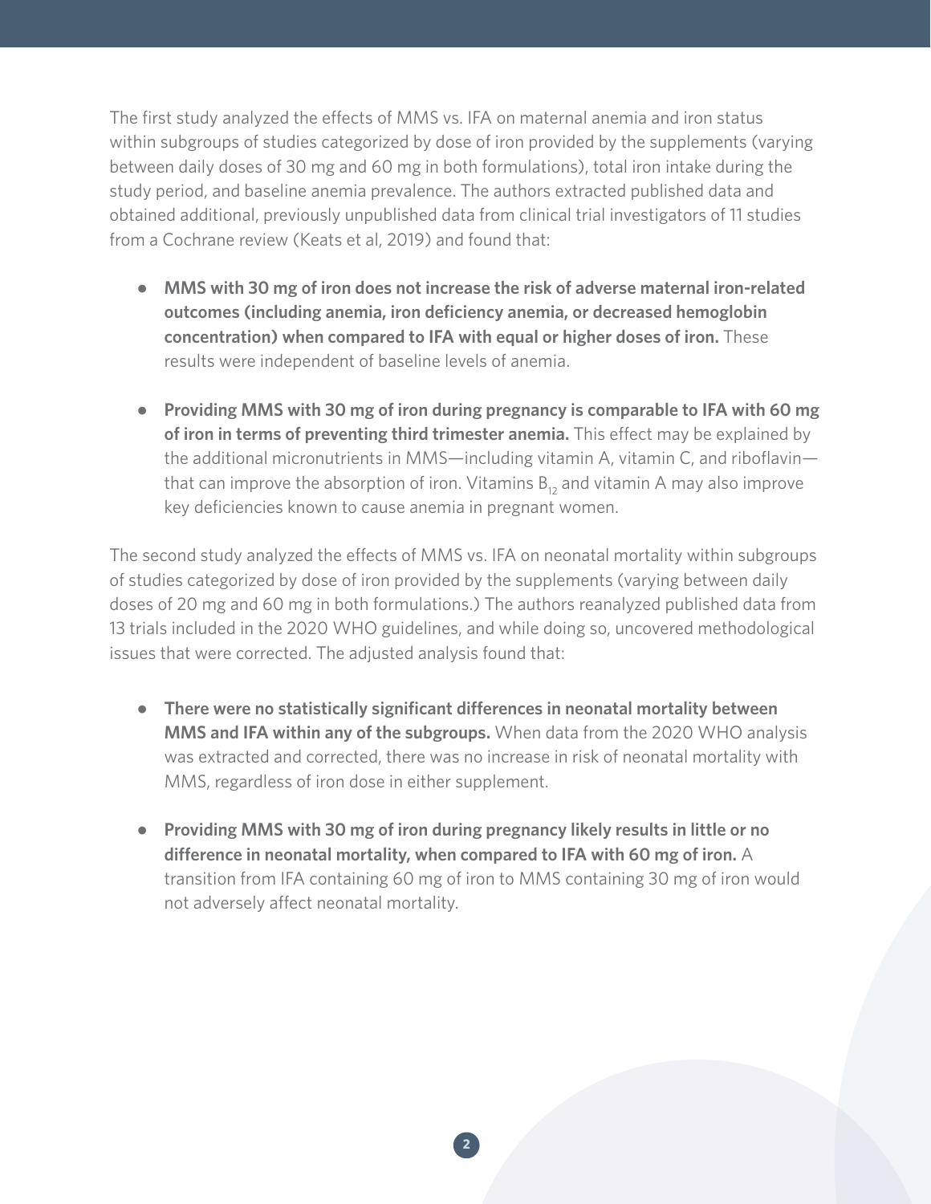The first study analyzed the effects of MMS vs. IFA on maternal anemia and iron status within subgroups of studies categorized by dose of iron provided by the supplements (varying between daily doses of 30 mg and 60 mg in both formulations), total iron intake during the study period, and baseline anemia prevalence. The authors extracted published data and obtained additional, previously unpublished data from clinical trial investigators of 11 studies from a Cochrane review (Keats et al, 2019) and found that:

- **MMS with 30 mg of iron does not increase the risk of adverse maternal iron-related outcomes (including anemia, iron deficiency anemia, or decreased hemoglobin concentration) when compared to IFA with equal or higher doses of iron.** These results were independent of baseline levels of anemia.

- **Providing MMS with 30 mg of iron during pregnancy is comparable to IFA with 60 mg of iron in terms of preventing third trimester anemia.** This effect may be explained by the additional micronutrients in MMS—including vitamin A, vitamin C, and riboflavin—that can improve the absorption of iron. Vitamins $B_{12}$ and vitamin A may also improve key deficiencies known to cause anemia in pregnant women.

The second study analyzed the effects of MMS vs. IFA on neonatal mortality within subgroups of studies categorized by dose of iron provided by the supplements (varying between daily doses of 20 mg and 60 mg in both formulations.) The authors reanalyzed published data from 13 trials included in the 2020 WHO guidelines, and while doing so, uncovered methodological issues that were corrected. The adjusted analysis found that:

- **There were no statistically significant differences in neonatal mortality between MMS and IFA within any of the subgroups.** When data from the 2020 WHO analysis was extracted and corrected, there was no increase in risk of neonatal mortality with MMS, regardless of iron dose in either supplement.

- **Providing MMS with 30 mg of iron during pregnancy likely results in little or no difference in neonatal mortality, when compared to IFA with 60 mg of iron.** A transition from IFA containing 60 mg of iron to MMS containing 30 mg of iron would not adversely affect neonatal mortality.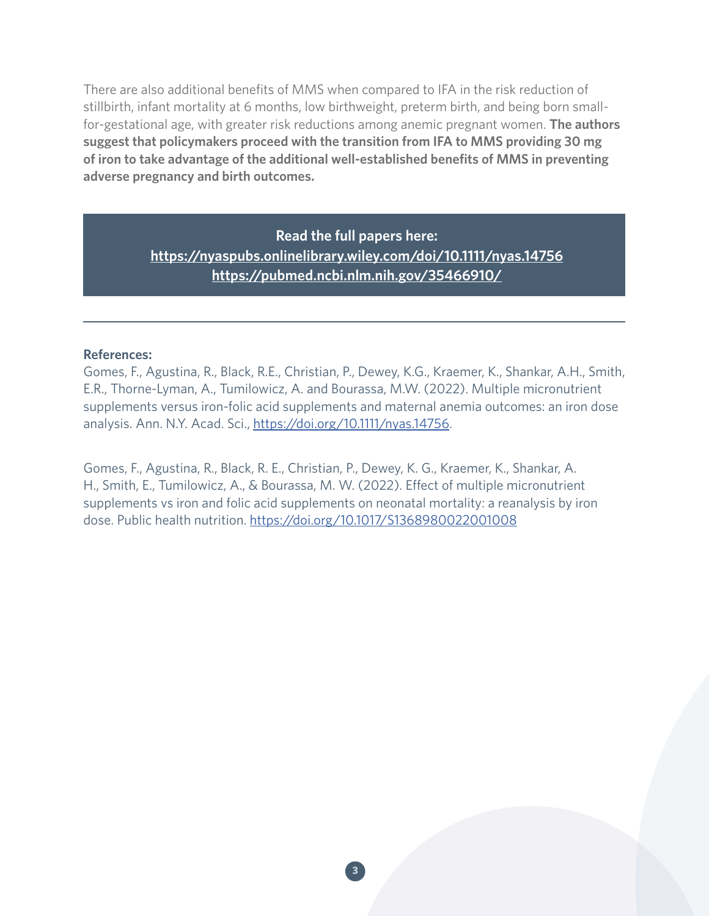There are also additional benefits of MMS when compared to IFA in the risk reduction of stillbirth, infant mortality at 6 months, low birthweight, preterm birth, and being born small-for-gestational age, with greater risk reductions among anemic pregnant women. **The authors suggest that policymakers proceed with the transition from IFA to MMS providing 30 mg of iron to take advantage of the additional well-established benefits of MMS in preventing adverse pregnancy and birth outcomes.**

**Read the full papers here:**
**https://nyaspubs.onlinelibrary.wiley.com/doi/10.1111/nyas.14756**
**https://pubmed.ncbi.nlm.nih.gov/35466910/**

---

**References:**

Gomes, F., Agustina, R., Black, R.E., Christian, P., Dewey, K.G., Kraemer, K., Shankar, A.H., Smith, E.R., Thorne-Lyman, A., Tumilowicz, A. and Bourassa, M.W. (2022). Multiple micronutrient supplements versus iron-folic acid supplements and maternal anemia outcomes: an iron dose analysis. Ann. N.Y. Acad. Sci., https://doi.org/10.1111/nyas.14756.

Gomes, F., Agustina, R., Black, R. E., Christian, P., Dewey, K. G., Kraemer, K., Shankar, A. H., Smith, E., Tumilowicz, A., & Bourassa, M. W. (2022). Effect of multiple micronutrient supplements vs iron and folic acid supplements on neonatal mortality: a reanalysis by iron dose. Public health nutrition. https://doi.org/10.1017/S1368980022001008